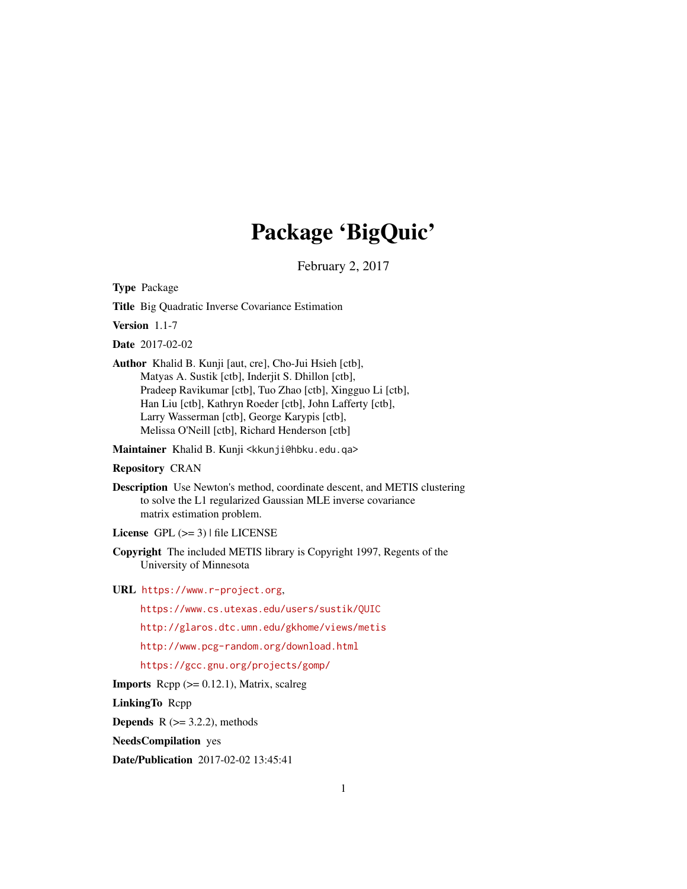# Package 'BigQuic'

February 2, 2017

**Type** Package

**Title** Big Quadratic Inverse Covariance Estimation

**Version** 1.1-7

**Date** 2017-02-02

**Author** Khalid B. Kunji [aut, cre], Cho-Jui Hsieh [ctb], Matyas A. Sustik [ctb], Inderjit S. Dhillon [ctb], Pradeep Ravikumar [ctb], Tuo Zhao [ctb], Xingguo Li [ctb], Han Liu [ctb], Kathryn Roeder [ctb], John Lafferty [ctb], Larry Wasserman [ctb], George Karypis [ctb], Melissa O'Neill [ctb], Richard Henderson [ctb]

**Maintainer** Khalid B. Kunji <kkunji@hbku.edu.qa>

**Repository** CRAN

**Description** Use Newton's method, coordinate descent, and METIS clustering to solve the L1 regularized Gaussian MLE inverse covariance matrix estimation problem.

**License** GPL (>= 3) | file LICENSE

**Copyright** The included METIS library is Copyright 1997, Regents of the University of Minnesota

**URL** https://www.r-project.org,

https://www.cs.utexas.edu/users/sustik/QUIC

http://glaros.dtc.umn.edu/gkhome/views/metis

http://www.pcg-random.org/download.html

https://gcc.gnu.org/projects/gomp/

**Imports** Rcpp (>= 0.12.1), Matrix, scalreg

**LinkingTo** Rcpp

**Depends** R (>= 3.2.2), methods

**NeedsCompilation** yes

**Date/Publication** 2017-02-02 13:45:41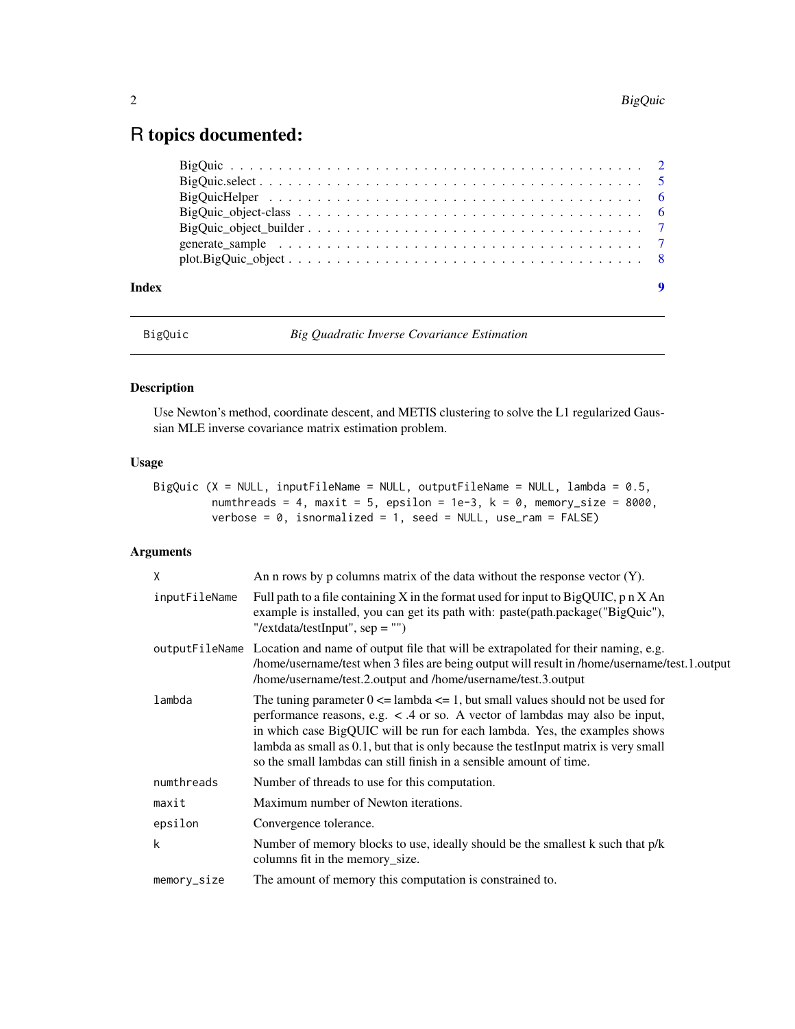# R topics documented:

- BigQuic . . . . . . . . . . . . . . . . . . . . . . . . . . . . . . . . . . . . . . . . . . 2
- BigQuic.select . . . . . . . . . . . . . . . . . . . . . . . . . . . . . . . . . . . . . . . 5
- BigQuicHelper . . . . . . . . . . . . . . . . . . . . . . . . . . . . . . . . . . . . . . . 6
- BigQuic_object-class . . . . . . . . . . . . . . . . . . . . . . . . . . . . . . . . . . . 6
- BigQuic_object_builder . . . . . . . . . . . . . . . . . . . . . . . . . . . . . . . . . 7
- generate_sample . . . . . . . . . . . . . . . . . . . . . . . . . . . . . . . . . . . . . 7
- plot.BigQuic_object . . . . . . . . . . . . . . . . . . . . . . . . . . . . . . . . . . . 8

**Index** **9**

---

`BigQuic` *Big Quadratic Inverse Covariance Estimation*

---

## Description

Use Newton's method, coordinate descent, and METIS clustering to solve the L1 regularized Gaussian MLE inverse covariance matrix estimation problem.

## Usage

```
BigQuic (X = NULL, inputFileName = NULL, outputFileName = NULL, lambda = 0.5,
        numthreads = 4, maxit = 5, epsilon = 1e-3, k = 0, memory_size = 8000,
        verbose = 0, isnormalized = 1, seed = NULL, use_ram = FALSE)
```

## Arguments

| | |
|---|---|
| `X` | An n rows by p columns matrix of the data without the response vector (Y). |
| `inputFileName` | Full path to a file containing X in the format used for input to BigQUIC, p n X An example is installed, you can get its path with: paste(path.package("BigQuic"), "/extdata/testInput", sep = "") |
| `outputFileName` | Location and name of output file that will be extrapolated for their naming, e.g. /home/username/test when 3 files are being output will result in /home/username/test.1.output /home/username/test.2.output and /home/username/test.3.output |
| `lambda` | The tuning parameter 0 <= lambda <= 1, but small values should not be used for performance reasons, e.g. < .4 or so. A vector of lambdas may also be input, in which case BigQUIC will be run for each lambda. Yes, the examples shows lambda as small as 0.1, but that is only because the testInput matrix is very small so the small lambdas can still finish in a sensible amount of time. |
| `numthreads` | Number of threads to use for this computation. |
| `maxit` | Maximum number of Newton iterations. |
| `epsilon` | Convergence tolerance. |
| `k` | Number of memory blocks to use, ideally should be the smallest k such that p/k columns fit in the memory_size. |
| `memory_size` | The amount of memory this computation is constrained to. |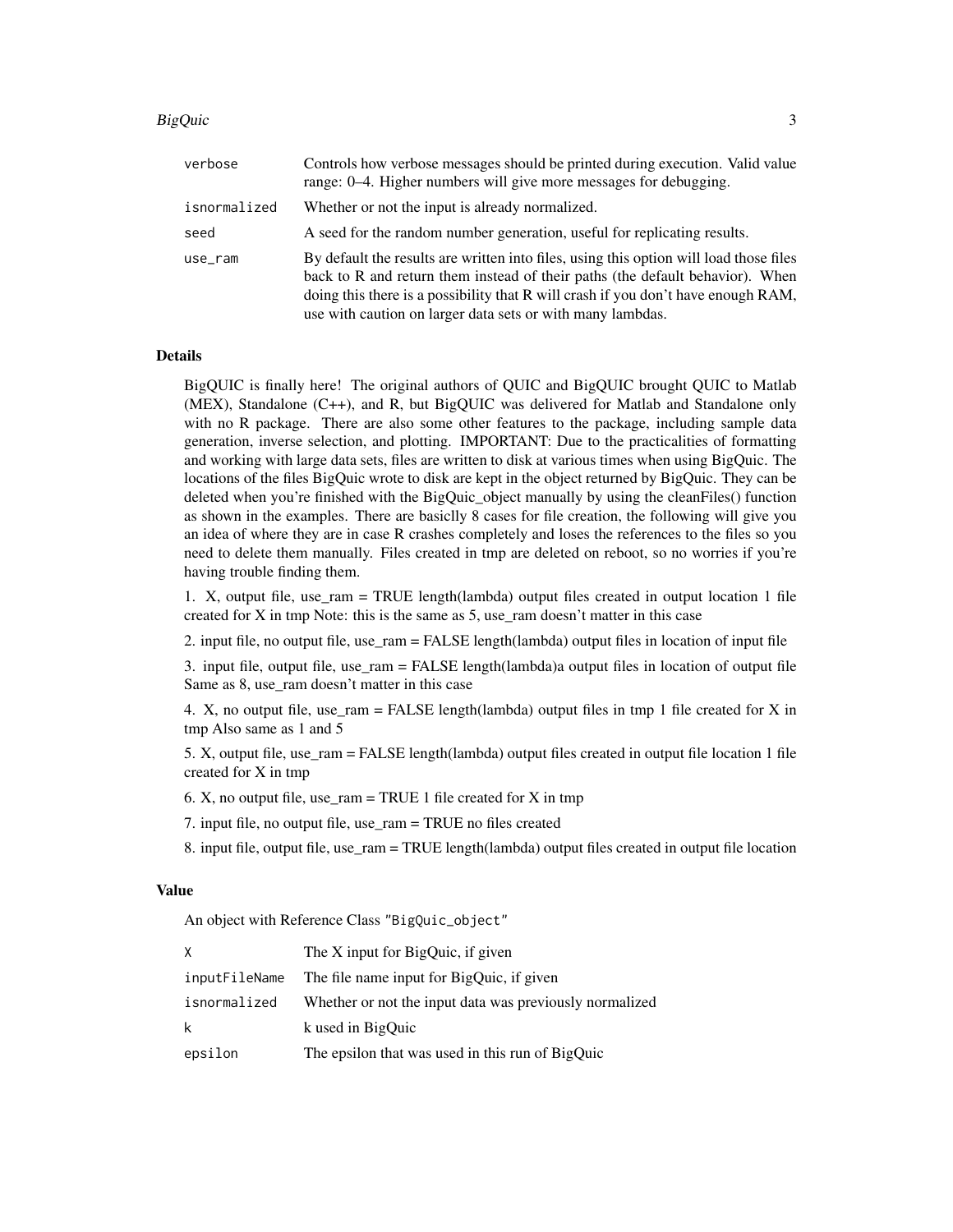| | |
|---|---|
| verbose | Controls how verbose messages should be printed during execution. Valid value range: 0–4. Higher numbers will give more messages for debugging. |
| isnormalized | Whether or not the input is already normalized. |
| seed | A seed for the random number generation, useful for replicating results. |
| use_ram | By default the results are written into files, using this option will load those files back to R and return them instead of their paths (the default behavior). When doing this there is a possibility that R will crash if you don't have enough RAM, use with caution on larger data sets or with many lambdas. |

## Details

BigQUIC is finally here! The original authors of QUIC and BigQUIC brought QUIC to Matlab (MEX), Standalone (C++), and R, but BigQUIC was delivered for Matlab and Standalone only with no R package. There are also some other features to the package, including sample data generation, inverse selection, and plotting. IMPORTANT: Due to the practicalities of formatting and working with large data sets, files are written to disk at various times when using BigQuic. The locations of the files BigQuic wrote to disk are kept in the object returned by BigQuic. They can be deleted when you're finished with the BigQuic_object manually by using the cleanFiles() function as shown in the examples. There are basiclly 8 cases for file creation, the following will give you an idea of where they are in case R crashes completely and loses the references to the files so you need to delete them manually. Files created in tmp are deleted on reboot, so no worries if you're having trouble finding them.

1. X, output file, use_ram = TRUE length(lambda) output files created in output location 1 file created for X in tmp Note: this is the same as 5, use_ram doesn't matter in this case

2. input file, no output file, use_ram = FALSE length(lambda) output files in location of input file

3. input file, output file, use_ram = FALSE length(lambda)a output files in location of output file Same as 8, use_ram doesn't matter in this case

4. X, no output file, use_ram = FALSE length(lambda) output files in tmp 1 file created for X in tmp Also same as 1 and 5

5. X, output file, use_ram = FALSE length(lambda) output files created in output file location 1 file created for X in tmp

6. X, no output file, use_ram = TRUE 1 file created for X in tmp

7. input file, no output file, use_ram = TRUE no files created

8. input file, output file, use_ram = TRUE length(lambda) output files created in output file location

## Value

An object with Reference Class "BigQuic_object"

| | |
|---|---|
| X | The X input for BigQuic, if given |
| inputFileName | The file name input for BigQuic, if given |
| isnormalized | Whether or not the input data was previously normalized |
| k | k used in BigQuic |
| epsilon | The epsilon that was used in this run of BigQuic |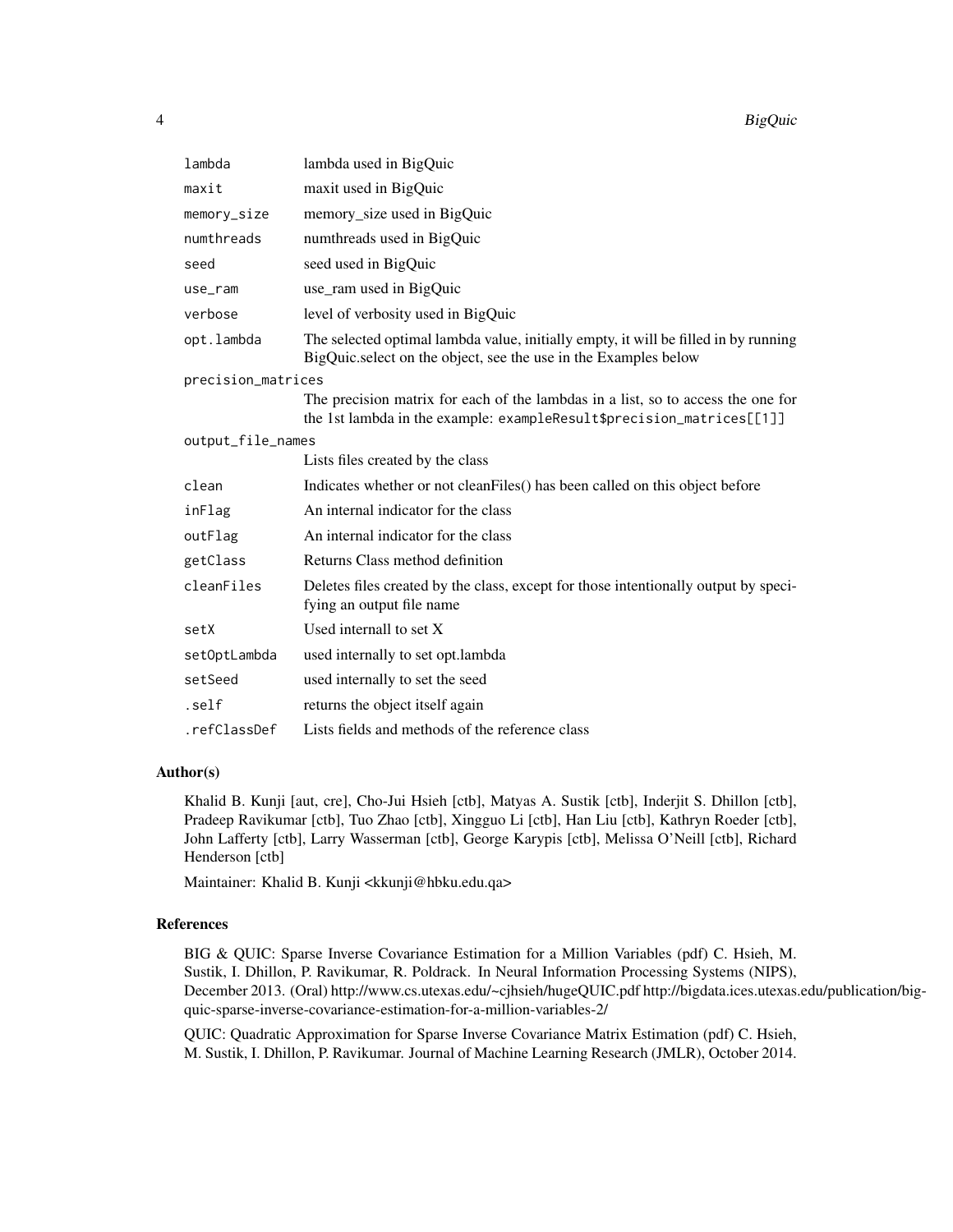| | |
|---|---|
| `lambda` | lambda used in BigQuic |
| `maxit` | maxit used in BigQuic |
| `memory_size` | memory_size used in BigQuic |
| `numthreads` | numthreads used in BigQuic |
| `seed` | seed used in BigQuic |
| `use_ram` | use_ram used in BigQuic |
| `verbose` | level of verbosity used in BigQuic |
| `opt.lambda` | The selected optimal lambda value, initially empty, it will be filled in by running BigQuic.select on the object, see the use in the Examples below |
| `precision_matrices` | The precision matrix for each of the lambdas in a list, so to access the one for the 1st lambda in the example: `exampleResult$precision_matrices[[1]]` |
| `output_file_names` | Lists files created by the class |
| `clean` | Indicates whether or not cleanFiles() has been called on this object before |
| `inFlag` | An internal indicator for the class |
| `outFlag` | An internal indicator for the class |
| `getClass` | Returns Class method definition |
| `cleanFiles` | Deletes files created by the class, except for those intentionally output by specifying an output file name |
| `setX` | Used internall to set X |
| `setOptLambda` | used internally to set opt.lambda |
| `setSeed` | used internally to set the seed |
| `.self` | returns the object itself again |
| `.refClassDef` | Lists fields and methods of the reference class |

## Author(s)

Khalid B. Kunji [aut, cre], Cho-Jui Hsieh [ctb], Matyas A. Sustik [ctb], Inderjit S. Dhillon [ctb], Pradeep Ravikumar [ctb], Tuo Zhao [ctb], Xingguo Li [ctb], Han Liu [ctb], Kathryn Roeder [ctb], John Lafferty [ctb], Larry Wasserman [ctb], George Karypis [ctb], Melissa O'Neill [ctb], Richard Henderson [ctb]

Maintainer: Khalid B. Kunji <kkunji@hbku.edu.qa>

## References

BIG & QUIC: Sparse Inverse Covariance Estimation for a Million Variables (pdf) C. Hsieh, M. Sustik, I. Dhillon, P. Ravikumar, R. Poldrack. In Neural Information Processing Systems (NIPS), December 2013. (Oral) http://www.cs.utexas.edu/~cjhsieh/hugeQUIC.pdf http://bigdata.ices.utexas.edu/publication/big-quic-sparse-inverse-covariance-estimation-for-a-million-variables-2/

QUIC: Quadratic Approximation for Sparse Inverse Covariance Matrix Estimation (pdf) C. Hsieh, M. Sustik, I. Dhillon, P. Ravikumar. Journal of Machine Learning Research (JMLR), October 2014.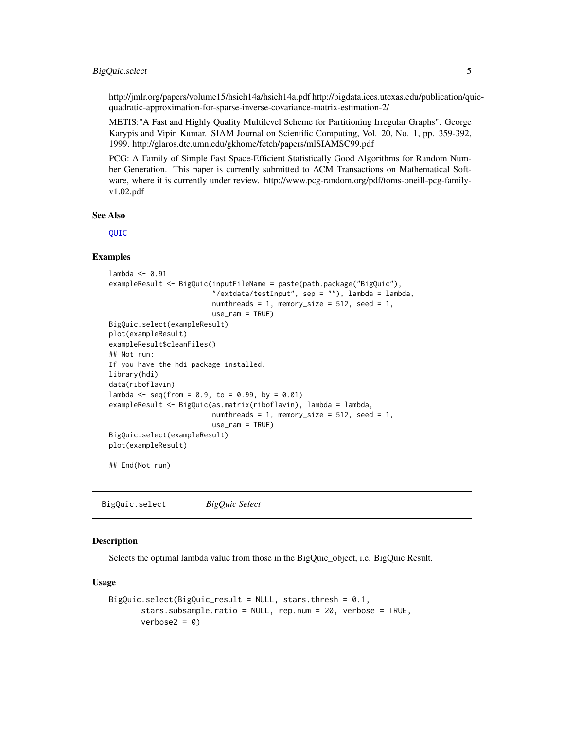http://jmlr.org/papers/volume15/hsieh14a/hsieh14a.pdf http://bigdata.ices.utexas.edu/publication/quic-quadratic-approximation-for-sparse-inverse-covariance-matrix-estimation-2/

METIS:"A Fast and Highly Quality Multilevel Scheme for Partitioning Irregular Graphs". George Karypis and Vipin Kumar. SIAM Journal on Scientific Computing, Vol. 20, No. 1, pp. 359-392, 1999. http://glaros.dtc.umn.edu/gkhome/fetch/papers/mlSIAMSC99.pdf

PCG: A Family of Simple Fast Space-Efficient Statistically Good Algorithms for Random Number Generation. This paper is currently submitted to ACM Transactions on Mathematical Software, where it is currently under review. http://www.pcg-random.org/pdf/toms-oneill-pcg-family-v1.02.pdf

### See Also

QUIC

### Examples

```
lambda <- 0.91
exampleResult <- BigQuic(inputFileName = paste(path.package("BigQuic"),
                         "/extdata/testInput", sep = ""), lambda = lambda,
                         numthreads = 1, memory_size = 512, seed = 1,
                         use_ram = TRUE)
BigQuic.select(exampleResult)
plot(exampleResult)
exampleResult$cleanFiles()
## Not run:
If you have the hdi package installed:
library(hdi)
data(riboflavin)
lambda <- seq(from = 0.9, to = 0.99, by = 0.01)
exampleResult <- BigQuic(as.matrix(riboflavin), lambda = lambda,
                         numthreads = 1, memory_size = 512, seed = 1,
                         use_ram = TRUE)
BigQuic.select(exampleResult)
plot(exampleResult)

## End(Not run)
```

---

## BigQuic.select *BigQuic Select*

---

### Description

Selects the optimal lambda value from those in the BigQuic_object, i.e. BigQuic Result.

### Usage

```
BigQuic.select(BigQuic_result = NULL, stars.thresh = 0.1,
       stars.subsample.ratio = NULL, rep.num = 20, verbose = TRUE,
       verbose2 = 0)
```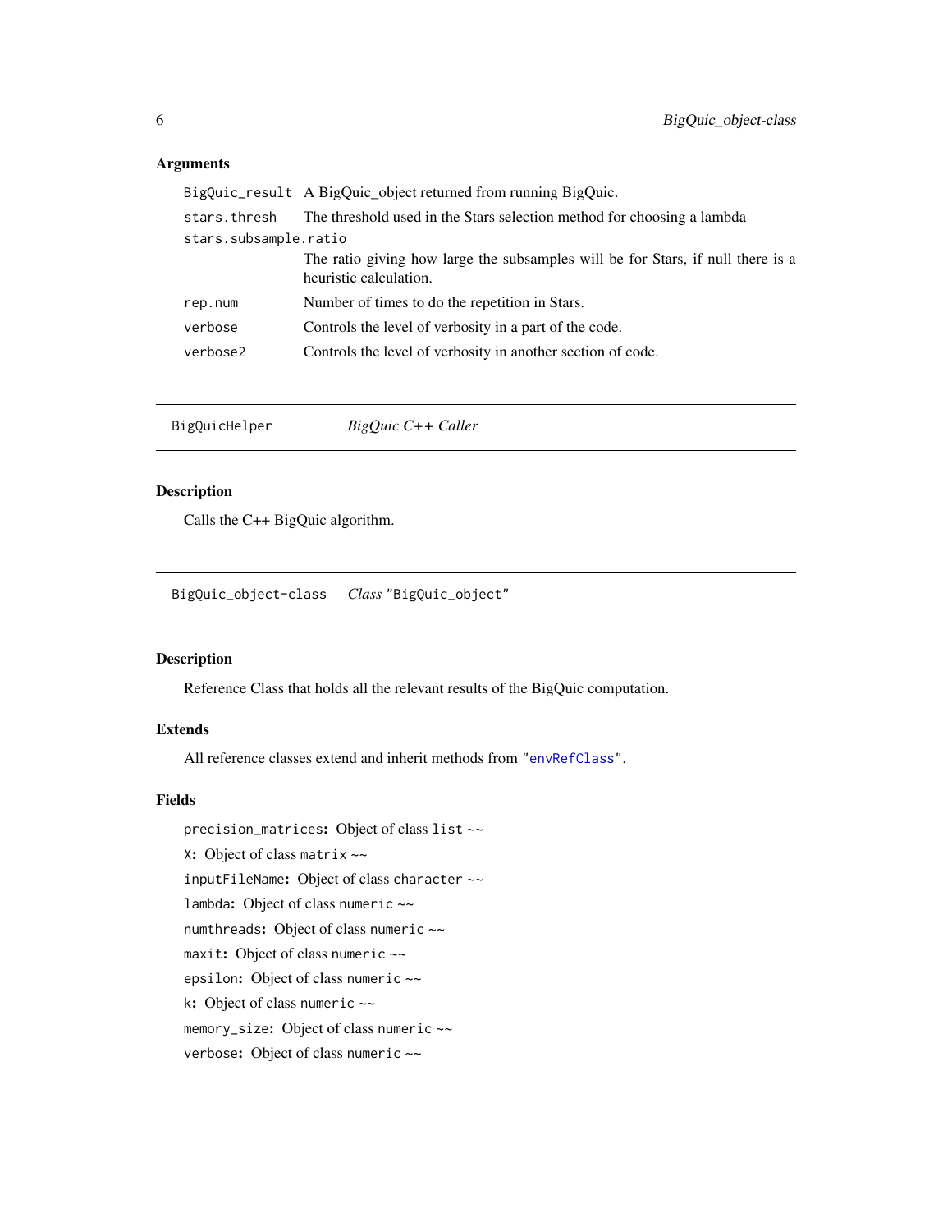### Arguments

| | |
|---|---|
| `BigQuic_result` | A BigQuic_object returned from running BigQuic. |
| `stars.thresh` | The threshold used in the Stars selection method for choosing a lambda |
| `stars.subsample.ratio` | The ratio giving how large the subsamples will be for Stars, if null there is a heuristic calculation. |
| `rep.num` | Number of times to do the repetition in Stars. |
| `verbose` | Controls the level of verbosity in a part of the code. |
| `verbose2` | Controls the level of verbosity in another section of code. |

---

## BigQuicHelper — *BigQuic C++ Caller*

### Description

Calls the C++ BigQuic algorithm.

---

## BigQuic_object-class — *Class* "BigQuic_object"

### Description

Reference Class that holds all the relevant results of the BigQuic computation.

### Extends

All reference classes extend and inherit methods from "`envRefClass`".

### Fields

`precision_matrices`: Object of class `list` ~~

`X`: Object of class `matrix` ~~

`inputFileName`: Object of class `character` ~~

`lambda`: Object of class `numeric` ~~

`numthreads`: Object of class `numeric` ~~

`maxit`: Object of class `numeric` ~~

`epsilon`: Object of class `numeric` ~~

`k`: Object of class `numeric` ~~

`memory_size`: Object of class `numeric` ~~

`verbose`: Object of class `numeric` ~~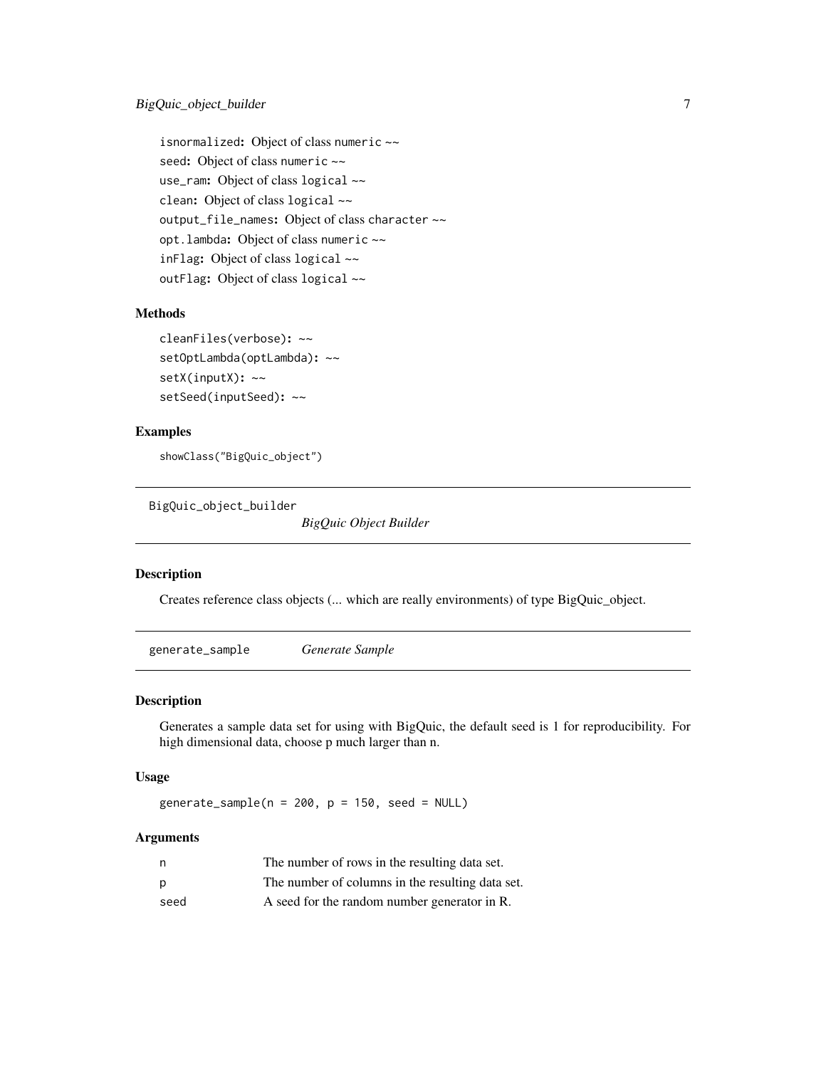`isnormalized`: Object of class `numeric` ~~

`seed`: Object of class `numeric` ~~

`use_ram`: Object of class `logical` ~~

`clean`: Object of class `logical` ~~

`output_file_names`: Object of class `character` ~~

`opt.lambda`: Object of class `numeric` ~~

`inFlag`: Object of class `logical` ~~

`outFlag`: Object of class `logical` ~~

### Methods

`cleanFiles(verbose)`: ~~

`setOptLambda(optLambda)`: ~~

`setX(inputX)`: ~~

`setSeed(inputSeed)`: ~~

### Examples

```
showClass("BigQuic_object")
```

---

## BigQuic_object_builder — *BigQuic Object Builder*

---

### Description

Creates reference class objects (... which are really environments) of type BigQuic_object.

---

## generate_sample — *Generate Sample*

---

### Description

Generates a sample data set for using with BigQuic, the default seed is 1 for reproducibility. For high dimensional data, choose p much larger than n.

### Usage

```
generate_sample(n = 200, p = 150, seed = NULL)
```

### Arguments

| | |
|---|---|
| `n` | The number of rows in the resulting data set. |
| `p` | The number of columns in the resulting data set. |
| `seed` | A seed for the random number generator in R. |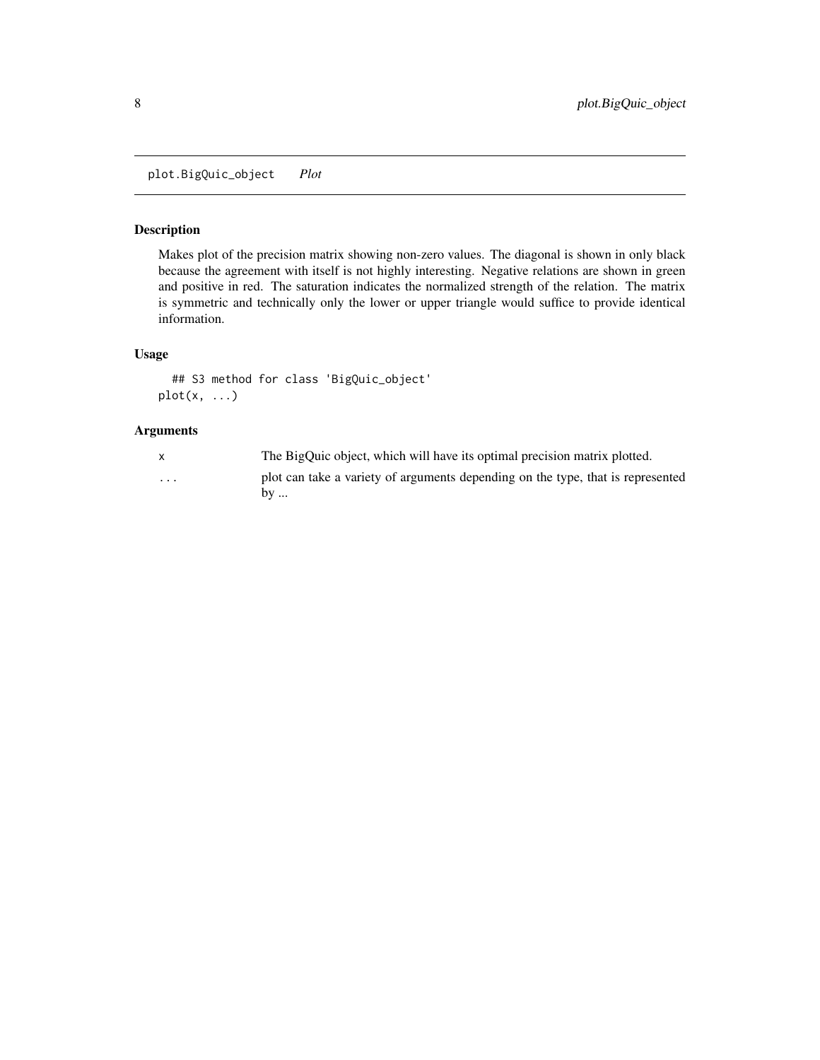## plot.BigQuic_object *Plot*

### Description

Makes plot of the precision matrix showing non-zero values. The diagonal is shown in only black because the agreement with itself is not highly interesting. Negative relations are shown in green and positive in red. The saturation indicates the normalized strength of the relation. The matrix is symmetric and technically only the lower or upper triangle would suffice to provide identical information.

### Usage

```
## S3 method for class 'BigQuic_object'
plot(x, ...)
```

### Arguments

| | |
|---|---|
| `x` | The BigQuic object, which will have its optimal precision matrix plotted. |
| `...` | plot can take a variety of arguments depending on the type, that is represented by ... |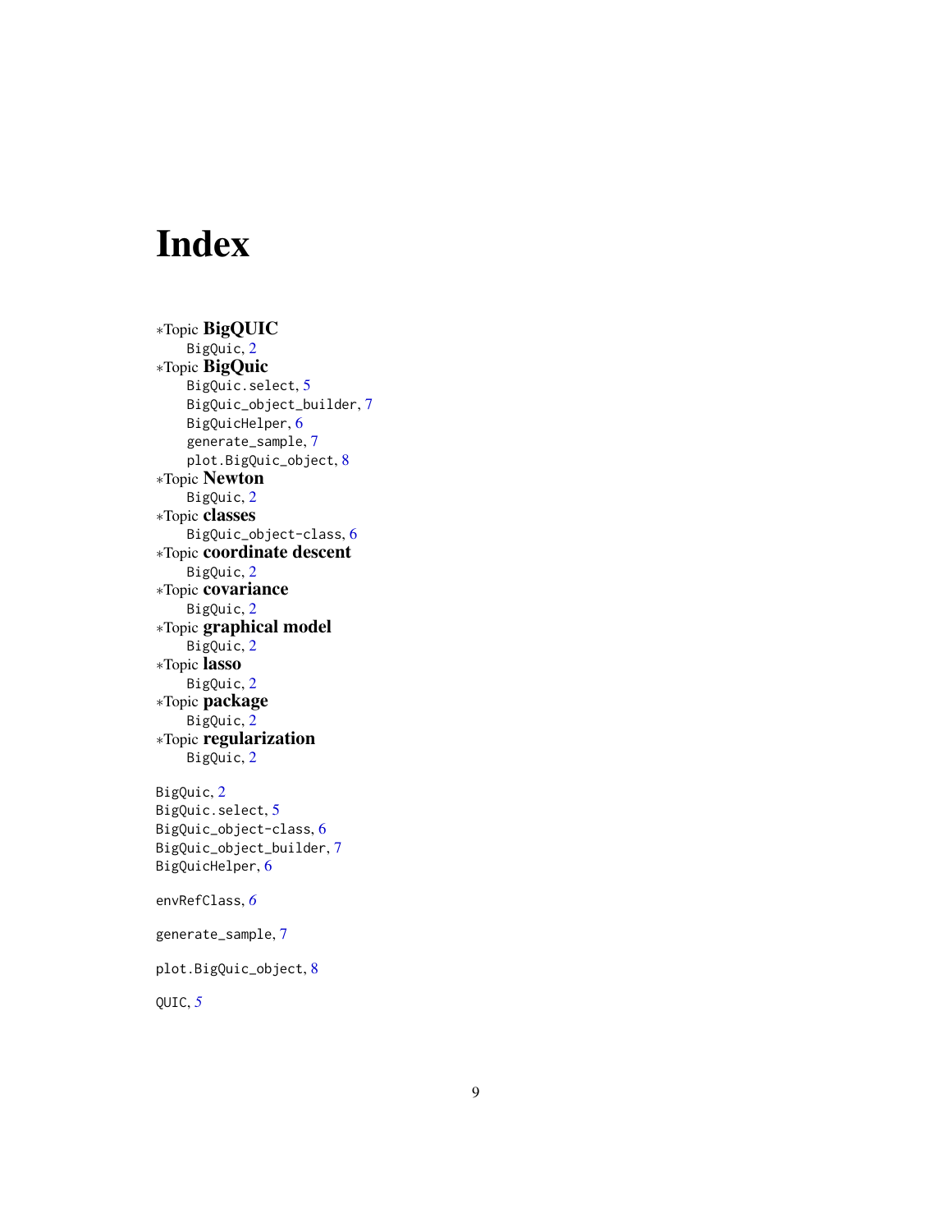# Index

∗Topic **BigQUIC**
  BigQuic, 2
∗Topic **BigQuic**
  BigQuic.select, 5
  BigQuic_object_builder, 7
  BigQuicHelper, 6
  generate_sample, 7
  plot.BigQuic_object, 8
∗Topic **Newton**
  BigQuic, 2
∗Topic **classes**
  BigQuic_object-class, 6
∗Topic **coordinate descent**
  BigQuic, 2
∗Topic **covariance**
  BigQuic, 2
∗Topic **graphical model**
  BigQuic, 2
∗Topic **lasso**
  BigQuic, 2
∗Topic **package**
  BigQuic, 2
∗Topic **regularization**
  BigQuic, 2

BigQuic, 2
BigQuic.select, 5
BigQuic_object-class, 6
BigQuic_object_builder, 7
BigQuicHelper, 6

envRefClass, *6*

generate_sample, 7

plot.BigQuic_object, 8

QUIC, *5*